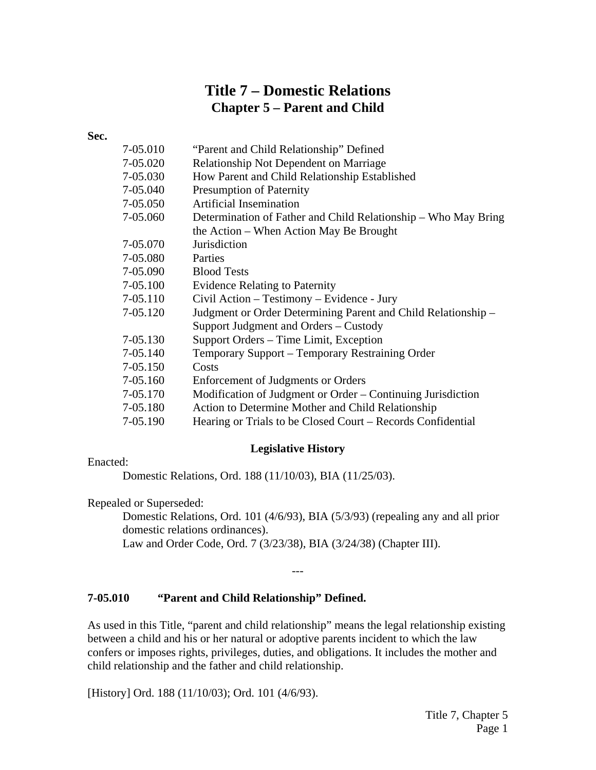# Title 7 – Domestic Relations

## Chapter 5 – Parent and Child

**Sec.**

| | |
|---|---|
| 7-05.010 | "Parent and Child Relationship" Defined |
| 7-05.020 | Relationship Not Dependent on Marriage |
| 7-05.030 | How Parent and Child Relationship Established |
| 7-05.040 | Presumption of Paternity |
| 7-05.050 | Artificial Insemination |
| 7-05.060 | Determination of Father and Child Relationship – Who May Bring the Action – When Action May Be Brought |
| 7-05.070 | Jurisdiction |
| 7-05.080 | Parties |
| 7-05.090 | Blood Tests |
| 7-05.100 | Evidence Relating to Paternity |
| 7-05.110 | Civil Action – Testimony – Evidence - Jury |
| 7-05.120 | Judgment or Order Determining Parent and Child Relationship – Support Judgment and Orders – Custody |
| 7-05.130 | Support Orders – Time Limit, Exception |
| 7-05.140 | Temporary Support – Temporary Restraining Order |
| 7-05.150 | Costs |
| 7-05.160 | Enforcement of Judgments or Orders |
| 7-05.170 | Modification of Judgment or Order – Continuing Jurisdiction |
| 7-05.180 | Action to Determine Mother and Child Relationship |
| 7-05.190 | Hearing or Trials to be Closed Court – Records Confidential |

**Legislative History**

Enacted:

Domestic Relations, Ord. 188 (11/10/03), BIA (11/25/03).

Repealed or Superseded:

Domestic Relations, Ord. 101 (4/6/93), BIA (5/3/93) (repealing any and all prior domestic relations ordinances).

Law and Order Code, Ord. 7 (3/23/38), BIA (3/24/38) (Chapter III).

---

### 7-05.010 "Parent and Child Relationship" Defined.

As used in this Title, "parent and child relationship" means the legal relationship existing between a child and his or her natural or adoptive parents incident to which the law confers or imposes rights, privileges, duties, and obligations. It includes the mother and child relationship and the father and child relationship.

[History] Ord. 188 (11/10/03); Ord. 101 (4/6/93).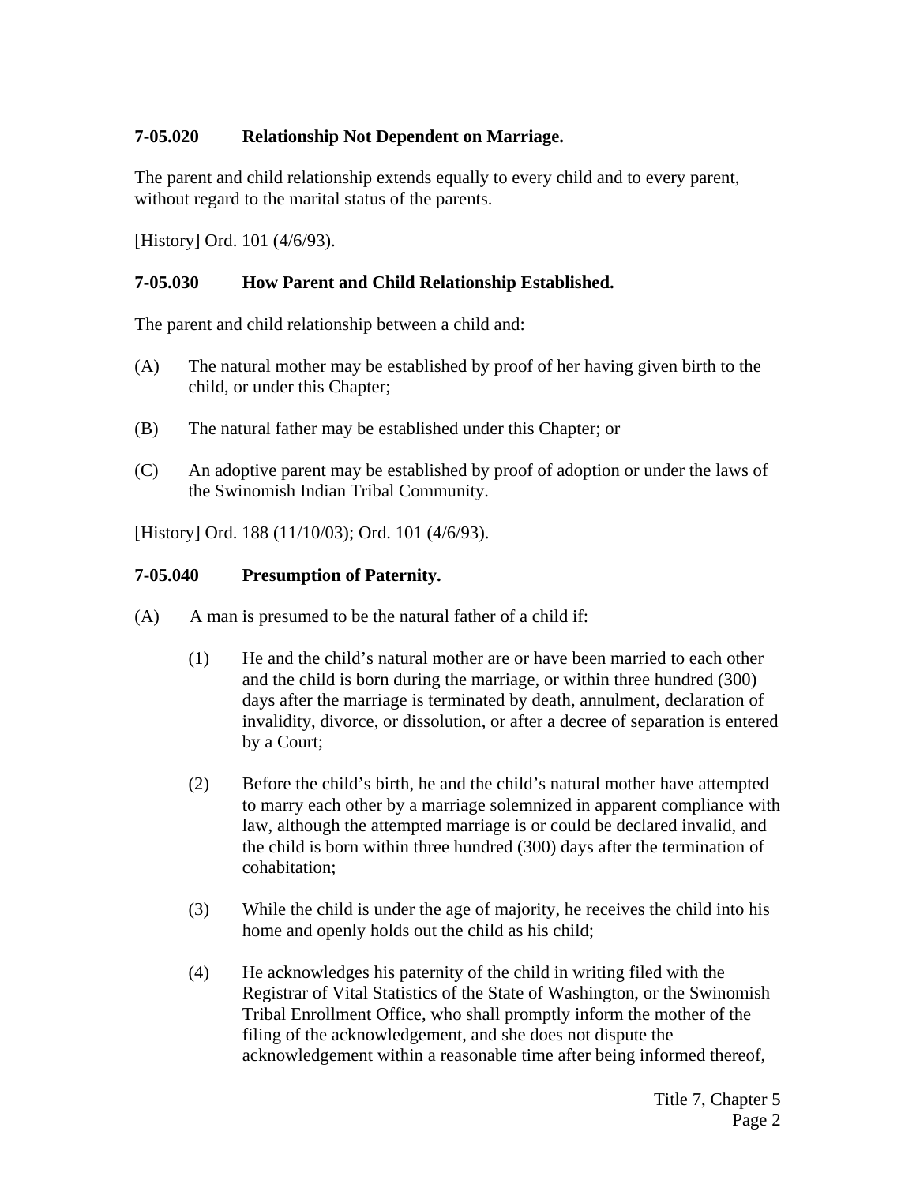### 7-05.020 Relationship Not Dependent on Marriage.

The parent and child relationship extends equally to every child and to every parent, without regard to the marital status of the parents.

[History] Ord. 101 (4/6/93).

### 7-05.030 How Parent and Child Relationship Established.

The parent and child relationship between a child and:

(A) The natural mother may be established by proof of her having given birth to the child, or under this Chapter;

(B) The natural father may be established under this Chapter; or

(C) An adoptive parent may be established by proof of adoption or under the laws of the Swinomish Indian Tribal Community.

[History] Ord. 188 (11/10/03); Ord. 101 (4/6/93).

### 7-05.040 Presumption of Paternity.

(A) A man is presumed to be the natural father of a child if:

(1) He and the child's natural mother are or have been married to each other and the child is born during the marriage, or within three hundred (300) days after the marriage is terminated by death, annulment, declaration of invalidity, divorce, or dissolution, or after a decree of separation is entered by a Court;

(2) Before the child's birth, he and the child's natural mother have attempted to marry each other by a marriage solemnized in apparent compliance with law, although the attempted marriage is or could be declared invalid, and the child is born within three hundred (300) days after the termination of cohabitation;

(3) While the child is under the age of majority, he receives the child into his home and openly holds out the child as his child;

(4) He acknowledges his paternity of the child in writing filed with the Registrar of Vital Statistics of the State of Washington, or the Swinomish Tribal Enrollment Office, who shall promptly inform the mother of the filing of the acknowledgement, and she does not dispute the acknowledgement within a reasonable time after being informed thereof,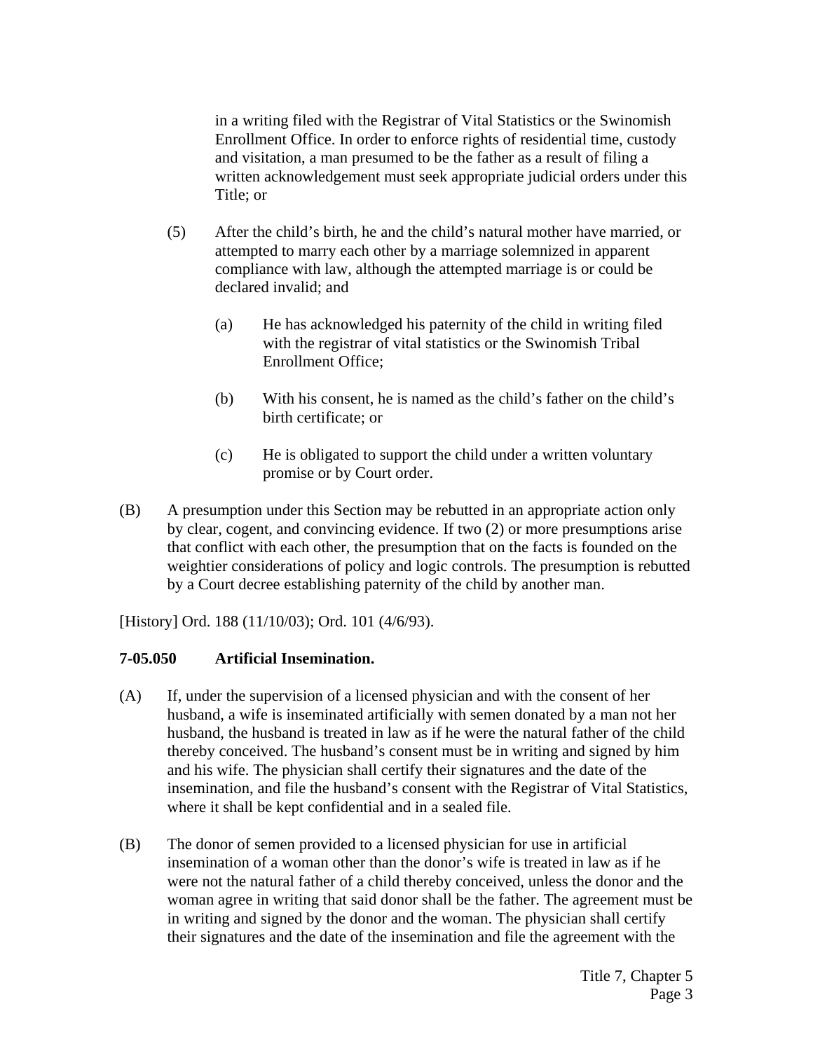in a writing filed with the Registrar of Vital Statistics or the Swinomish Enrollment Office. In order to enforce rights of residential time, custody and visitation, a man presumed to be the father as a result of filing a written acknowledgement must seek appropriate judicial orders under this Title; or

(5) After the child's birth, he and the child's natural mother have married, or attempted to marry each other by a marriage solemnized in apparent compliance with law, although the attempted marriage is or could be declared invalid; and

  (a) He has acknowledged his paternity of the child in writing filed with the registrar of vital statistics or the Swinomish Tribal Enrollment Office;

  (b) With his consent, he is named as the child's father on the child's birth certificate; or

  (c) He is obligated to support the child under a written voluntary promise or by Court order.

(B) A presumption under this Section may be rebutted in an appropriate action only by clear, cogent, and convincing evidence. If two (2) or more presumptions arise that conflict with each other, the presumption that on the facts is founded on the weightier considerations of policy and logic controls. The presumption is rebutted by a Court decree establishing paternity of the child by another man.

[History] Ord. 188 (11/10/03); Ord. 101 (4/6/93).

**7-05.050 Artificial Insemination.**

(A) If, under the supervision of a licensed physician and with the consent of her husband, a wife is inseminated artificially with semen donated by a man not her husband, the husband is treated in law as if he were the natural father of the child thereby conceived. The husband's consent must be in writing and signed by him and his wife. The physician shall certify their signatures and the date of the insemination, and file the husband's consent with the Registrar of Vital Statistics, where it shall be kept confidential and in a sealed file.

(B) The donor of semen provided to a licensed physician for use in artificial insemination of a woman other than the donor's wife is treated in law as if he were not the natural father of a child thereby conceived, unless the donor and the woman agree in writing that said donor shall be the father. The agreement must be in writing and signed by the donor and the woman. The physician shall certify their signatures and the date of the insemination and file the agreement with the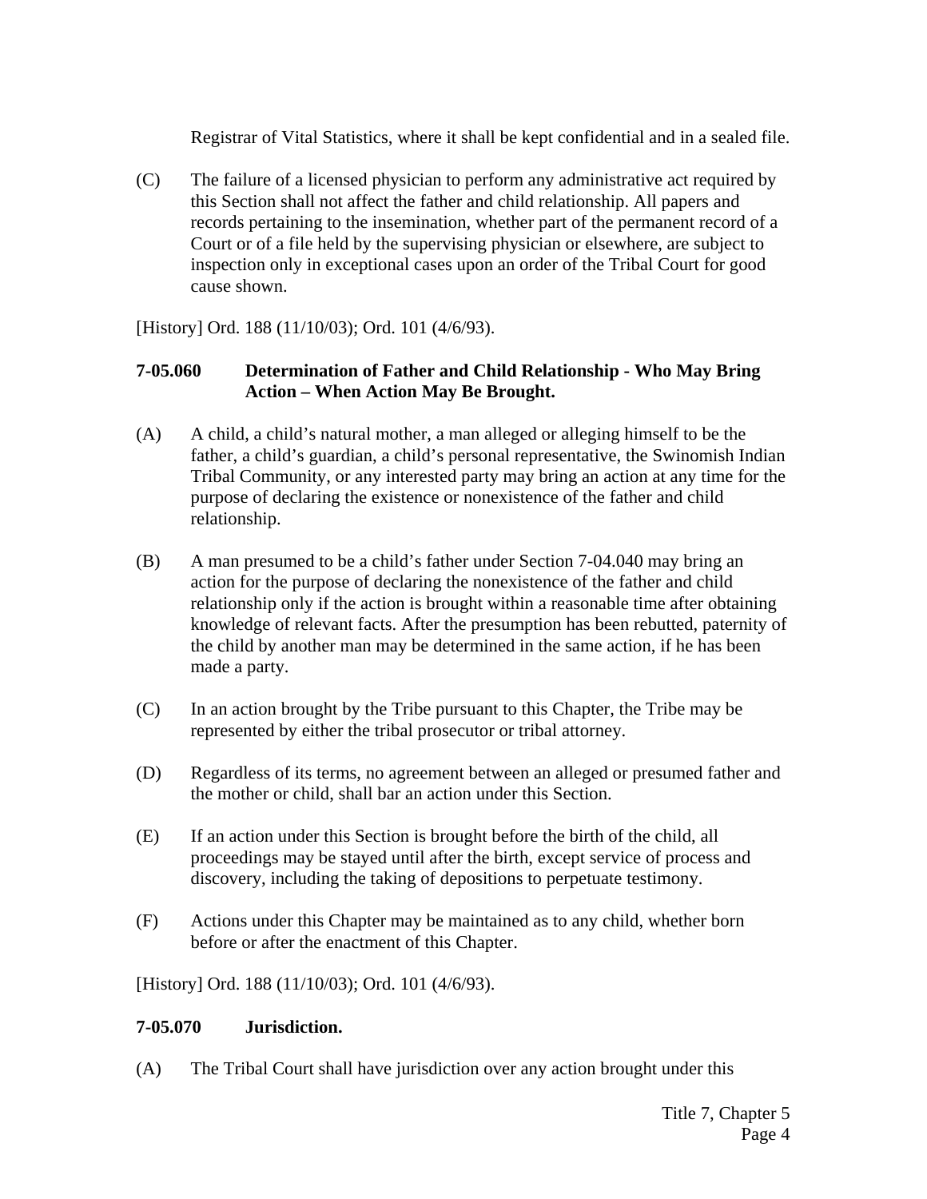Registrar of Vital Statistics, where it shall be kept confidential and in a sealed file.

(C) The failure of a licensed physician to perform any administrative act required by this Section shall not affect the father and child relationship. All papers and records pertaining to the insemination, whether part of the permanent record of a Court or of a file held by the supervising physician or elsewhere, are subject to inspection only in exceptional cases upon an order of the Tribal Court for good cause shown.

[History] Ord. 188 (11/10/03); Ord. 101 (4/6/93).

### 7-05.060 Determination of Father and Child Relationship - Who May Bring Action – When Action May Be Brought.

(A) A child, a child's natural mother, a man alleged or alleging himself to be the father, a child's guardian, a child's personal representative, the Swinomish Indian Tribal Community, or any interested party may bring an action at any time for the purpose of declaring the existence or nonexistence of the father and child relationship.

(B) A man presumed to be a child's father under Section 7-04.040 may bring an action for the purpose of declaring the nonexistence of the father and child relationship only if the action is brought within a reasonable time after obtaining knowledge of relevant facts. After the presumption has been rebutted, paternity of the child by another man may be determined in the same action, if he has been made a party.

(C) In an action brought by the Tribe pursuant to this Chapter, the Tribe may be represented by either the tribal prosecutor or tribal attorney.

(D) Regardless of its terms, no agreement between an alleged or presumed father and the mother or child, shall bar an action under this Section.

(E) If an action under this Section is brought before the birth of the child, all proceedings may be stayed until after the birth, except service of process and discovery, including the taking of depositions to perpetuate testimony.

(F) Actions under this Chapter may be maintained as to any child, whether born before or after the enactment of this Chapter.

[History] Ord. 188 (11/10/03); Ord. 101 (4/6/93).

### 7-05.070 Jurisdiction.

(A) The Tribal Court shall have jurisdiction over any action brought under this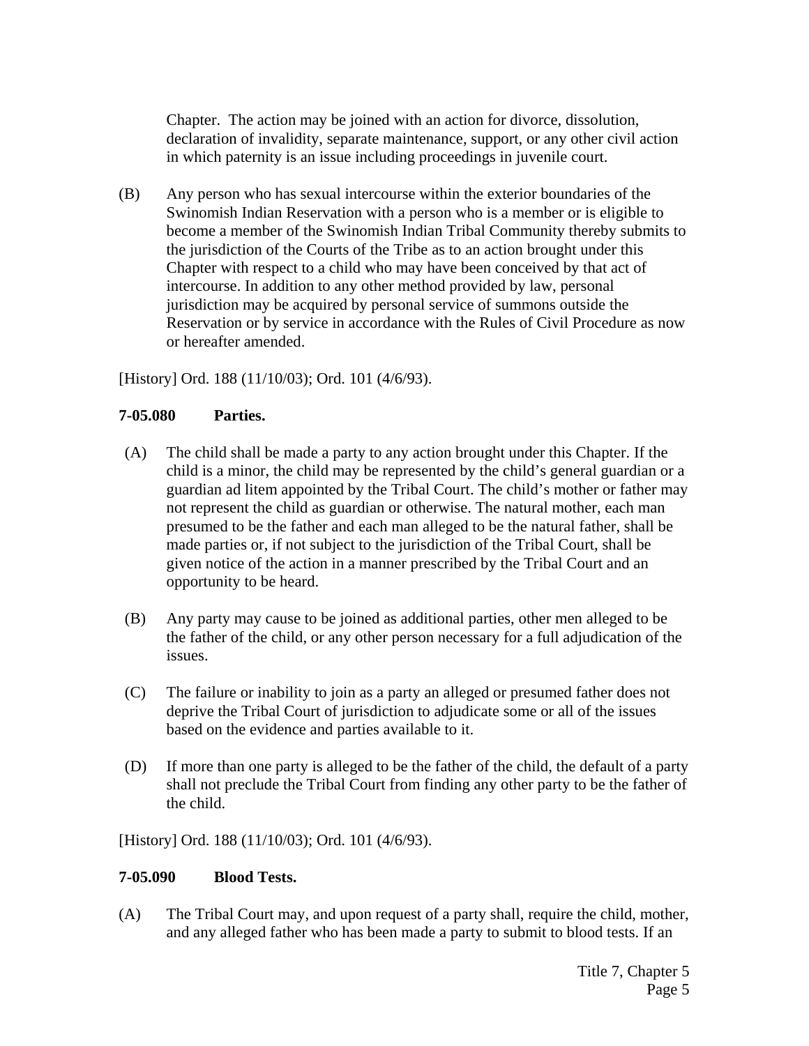Chapter. The action may be joined with an action for divorce, dissolution, declaration of invalidity, separate maintenance, support, or any other civil action in which paternity is an issue including proceedings in juvenile court.

(B) Any person who has sexual intercourse within the exterior boundaries of the Swinomish Indian Reservation with a person who is a member or is eligible to become a member of the Swinomish Indian Tribal Community thereby submits to the jurisdiction of the Courts of the Tribe as to an action brought under this Chapter with respect to a child who may have been conceived by that act of intercourse. In addition to any other method provided by law, personal jurisdiction may be acquired by personal service of summons outside the Reservation or by service in accordance with the Rules of Civil Procedure as now or hereafter amended.

[History] Ord. 188 (11/10/03); Ord. 101 (4/6/93).

**7-05.080 Parties.**

(A) The child shall be made a party to any action brought under this Chapter. If the child is a minor, the child may be represented by the child's general guardian or a guardian ad litem appointed by the Tribal Court. The child's mother or father may not represent the child as guardian or otherwise. The natural mother, each man presumed to be the father and each man alleged to be the natural father, shall be made parties or, if not subject to the jurisdiction of the Tribal Court, shall be given notice of the action in a manner prescribed by the Tribal Court and an opportunity to be heard.

(B) Any party may cause to be joined as additional parties, other men alleged to be the father of the child, or any other person necessary for a full adjudication of the issues.

(C) The failure or inability to join as a party an alleged or presumed father does not deprive the Tribal Court of jurisdiction to adjudicate some or all of the issues based on the evidence and parties available to it.

(D) If more than one party is alleged to be the father of the child, the default of a party shall not preclude the Tribal Court from finding any other party to be the father of the child.

[History] Ord. 188 (11/10/03); Ord. 101 (4/6/93).

**7-05.090 Blood Tests.**

(A) The Tribal Court may, and upon request of a party shall, require the child, mother, and any alleged father who has been made a party to submit to blood tests. If an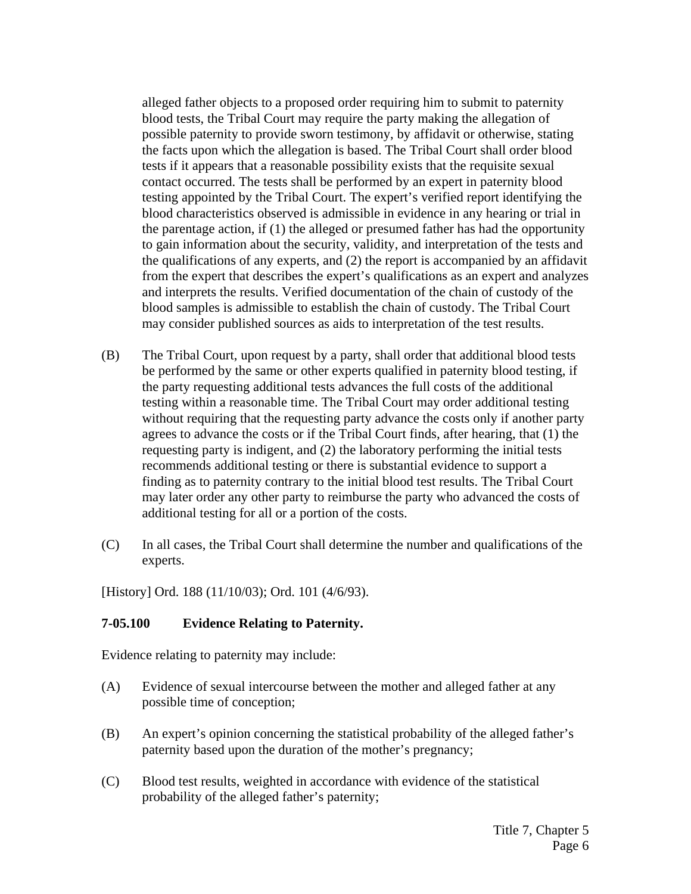alleged father objects to a proposed order requiring him to submit to paternity blood tests, the Tribal Court may require the party making the allegation of possible paternity to provide sworn testimony, by affidavit or otherwise, stating the facts upon which the allegation is based. The Tribal Court shall order blood tests if it appears that a reasonable possibility exists that the requisite sexual contact occurred. The tests shall be performed by an expert in paternity blood testing appointed by the Tribal Court. The expert's verified report identifying the blood characteristics observed is admissible in evidence in any hearing or trial in the parentage action, if (1) the alleged or presumed father has had the opportunity to gain information about the security, validity, and interpretation of the tests and the qualifications of any experts, and (2) the report is accompanied by an affidavit from the expert that describes the expert's qualifications as an expert and analyzes and interprets the results. Verified documentation of the chain of custody of the blood samples is admissible to establish the chain of custody. The Tribal Court may consider published sources as aids to interpretation of the test results.

(B) The Tribal Court, upon request by a party, shall order that additional blood tests be performed by the same or other experts qualified in paternity blood testing, if the party requesting additional tests advances the full costs of the additional testing within a reasonable time. The Tribal Court may order additional testing without requiring that the requesting party advance the costs only if another party agrees to advance the costs or if the Tribal Court finds, after hearing, that (1) the requesting party is indigent, and (2) the laboratory performing the initial tests recommends additional testing or there is substantial evidence to support a finding as to paternity contrary to the initial blood test results. The Tribal Court may later order any other party to reimburse the party who advanced the costs of additional testing for all or a portion of the costs.

(C) In all cases, the Tribal Court shall determine the number and qualifications of the experts.

[History] Ord. 188 (11/10/03); Ord. 101 (4/6/93).

**7-05.100 Evidence Relating to Paternity.**

Evidence relating to paternity may include:

(A) Evidence of sexual intercourse between the mother and alleged father at any possible time of conception;

(B) An expert's opinion concerning the statistical probability of the alleged father's paternity based upon the duration of the mother's pregnancy;

(C) Blood test results, weighted in accordance with evidence of the statistical probability of the alleged father's paternity;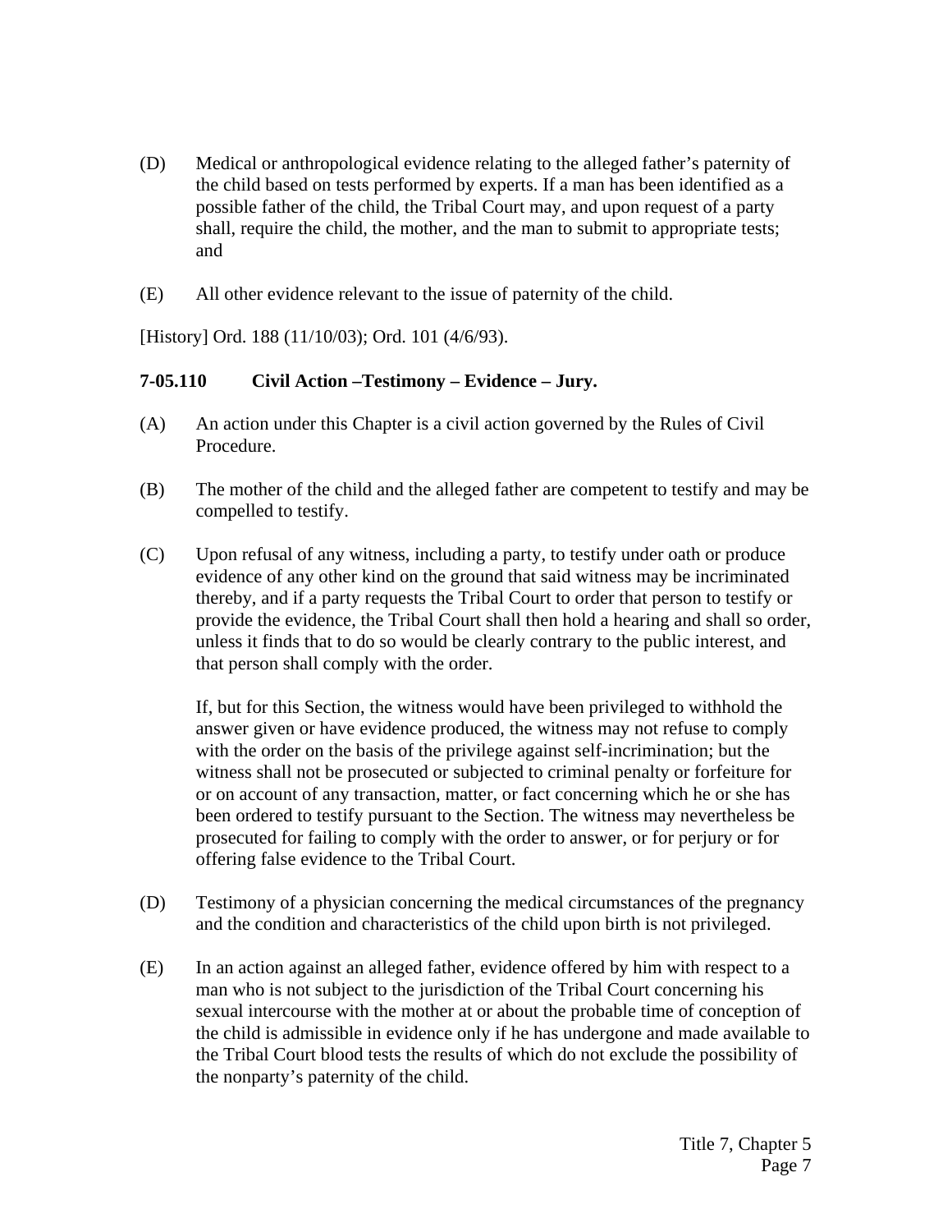(D) Medical or anthropological evidence relating to the alleged father's paternity of the child based on tests performed by experts. If a man has been identified as a possible father of the child, the Tribal Court may, and upon request of a party shall, require the child, the mother, and the man to submit to appropriate tests; and

(E) All other evidence relevant to the issue of paternity of the child.

[History] Ord. 188 (11/10/03); Ord. 101 (4/6/93).

### 7-05.110 Civil Action –Testimony – Evidence – Jury.

(A) An action under this Chapter is a civil action governed by the Rules of Civil Procedure.

(B) The mother of the child and the alleged father are competent to testify and may be compelled to testify.

(C) Upon refusal of any witness, including a party, to testify under oath or produce evidence of any other kind on the ground that said witness may be incriminated thereby, and if a party requests the Tribal Court to order that person to testify or provide the evidence, the Tribal Court shall then hold a hearing and shall so order, unless it finds that to do so would be clearly contrary to the public interest, and that person shall comply with the order.

If, but for this Section, the witness would have been privileged to withhold the answer given or have evidence produced, the witness may not refuse to comply with the order on the basis of the privilege against self-incrimination; but the witness shall not be prosecuted or subjected to criminal penalty or forfeiture for or on account of any transaction, matter, or fact concerning which he or she has been ordered to testify pursuant to the Section. The witness may nevertheless be prosecuted for failing to comply with the order to answer, or for perjury or for offering false evidence to the Tribal Court.

(D) Testimony of a physician concerning the medical circumstances of the pregnancy and the condition and characteristics of the child upon birth is not privileged.

(E) In an action against an alleged father, evidence offered by him with respect to a man who is not subject to the jurisdiction of the Tribal Court concerning his sexual intercourse with the mother at or about the probable time of conception of the child is admissible in evidence only if he has undergone and made available to the Tribal Court blood tests the results of which do not exclude the possibility of the nonparty's paternity of the child.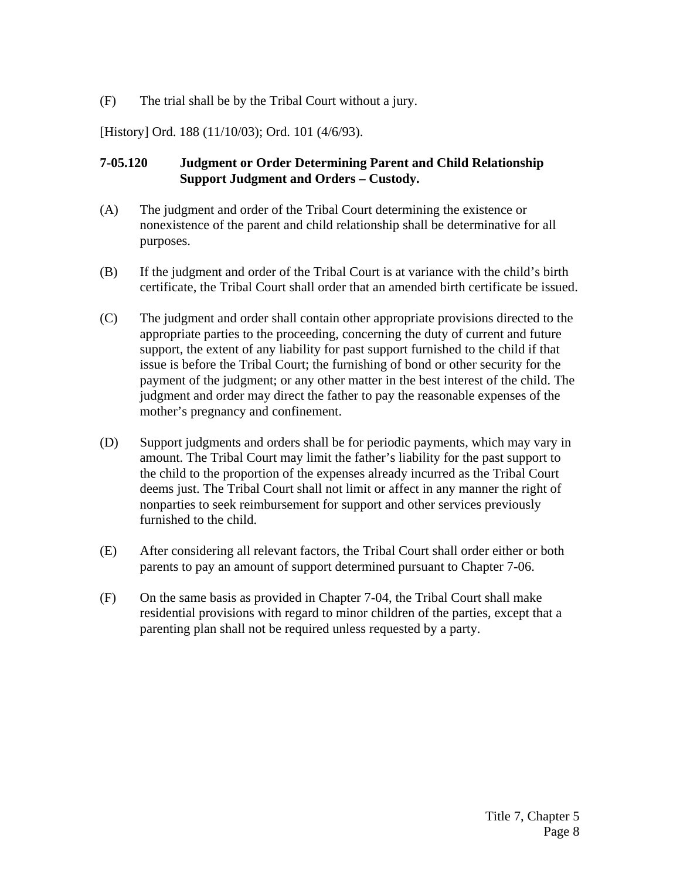(F) The trial shall be by the Tribal Court without a jury.

[History] Ord. 188 (11/10/03); Ord. 101 (4/6/93).

### 7-05.120 Judgment or Order Determining Parent and Child Relationship Support Judgment and Orders – Custody.

(A) The judgment and order of the Tribal Court determining the existence or nonexistence of the parent and child relationship shall be determinative for all purposes.

(B) If the judgment and order of the Tribal Court is at variance with the child's birth certificate, the Tribal Court shall order that an amended birth certificate be issued.

(C) The judgment and order shall contain other appropriate provisions directed to the appropriate parties to the proceeding, concerning the duty of current and future support, the extent of any liability for past support furnished to the child if that issue is before the Tribal Court; the furnishing of bond or other security for the payment of the judgment; or any other matter in the best interest of the child. The judgment and order may direct the father to pay the reasonable expenses of the mother's pregnancy and confinement.

(D) Support judgments and orders shall be for periodic payments, which may vary in amount. The Tribal Court may limit the father's liability for the past support to the child to the proportion of the expenses already incurred as the Tribal Court deems just. The Tribal Court shall not limit or affect in any manner the right of nonparties to seek reimbursement for support and other services previously furnished to the child.

(E) After considering all relevant factors, the Tribal Court shall order either or both parents to pay an amount of support determined pursuant to Chapter 7-06.

(F) On the same basis as provided in Chapter 7-04, the Tribal Court shall make residential provisions with regard to minor children of the parties, except that a parenting plan shall not be required unless requested by a party.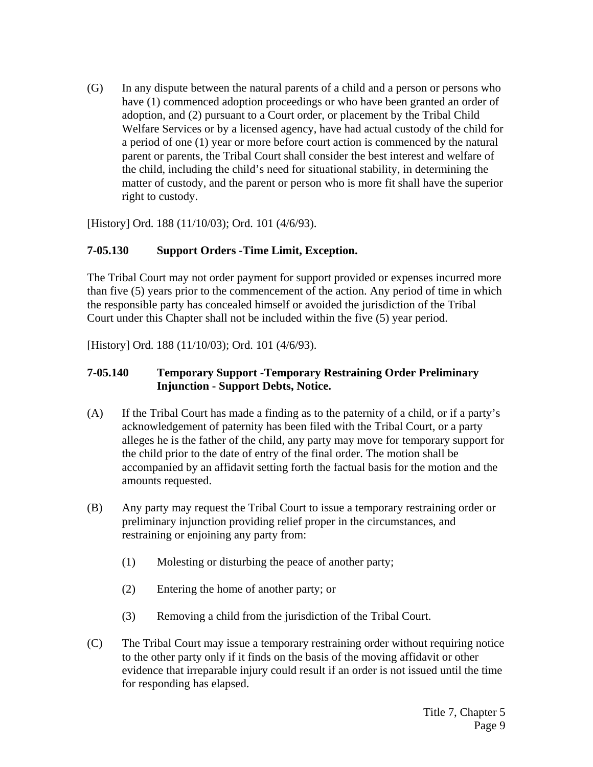(G) In any dispute between the natural parents of a child and a person or persons who have (1) commenced adoption proceedings or who have been granted an order of adoption, and (2) pursuant to a Court order, or placement by the Tribal Child Welfare Services or by a licensed agency, have had actual custody of the child for a period of one (1) year or more before court action is commenced by the natural parent or parents, the Tribal Court shall consider the best interest and welfare of the child, including the child's need for situational stability, in determining the matter of custody, and the parent or person who is more fit shall have the superior right to custody.

[History] Ord. 188 (11/10/03); Ord. 101 (4/6/93).

### 7-05.130 Support Orders -Time Limit, Exception.

The Tribal Court may not order payment for support provided or expenses incurred more than five (5) years prior to the commencement of the action. Any period of time in which the responsible party has concealed himself or avoided the jurisdiction of the Tribal Court under this Chapter shall not be included within the five (5) year period.

[History] Ord. 188 (11/10/03); Ord. 101 (4/6/93).

### 7-05.140 Temporary Support -Temporary Restraining Order Preliminary Injunction - Support Debts, Notice.

(A) If the Tribal Court has made a finding as to the paternity of a child, or if a party's acknowledgement of paternity has been filed with the Tribal Court, or a party alleges he is the father of the child, any party may move for temporary support for the child prior to the date of entry of the final order. The motion shall be accompanied by an affidavit setting forth the factual basis for the motion and the amounts requested.

(B) Any party may request the Tribal Court to issue a temporary restraining order or preliminary injunction providing relief proper in the circumstances, and restraining or enjoining any party from:

  (1) Molesting or disturbing the peace of another party;

  (2) Entering the home of another party; or

  (3) Removing a child from the jurisdiction of the Tribal Court.

(C) The Tribal Court may issue a temporary restraining order without requiring notice to the other party only if it finds on the basis of the moving affidavit or other evidence that irreparable injury could result if an order is not issued until the time for responding has elapsed.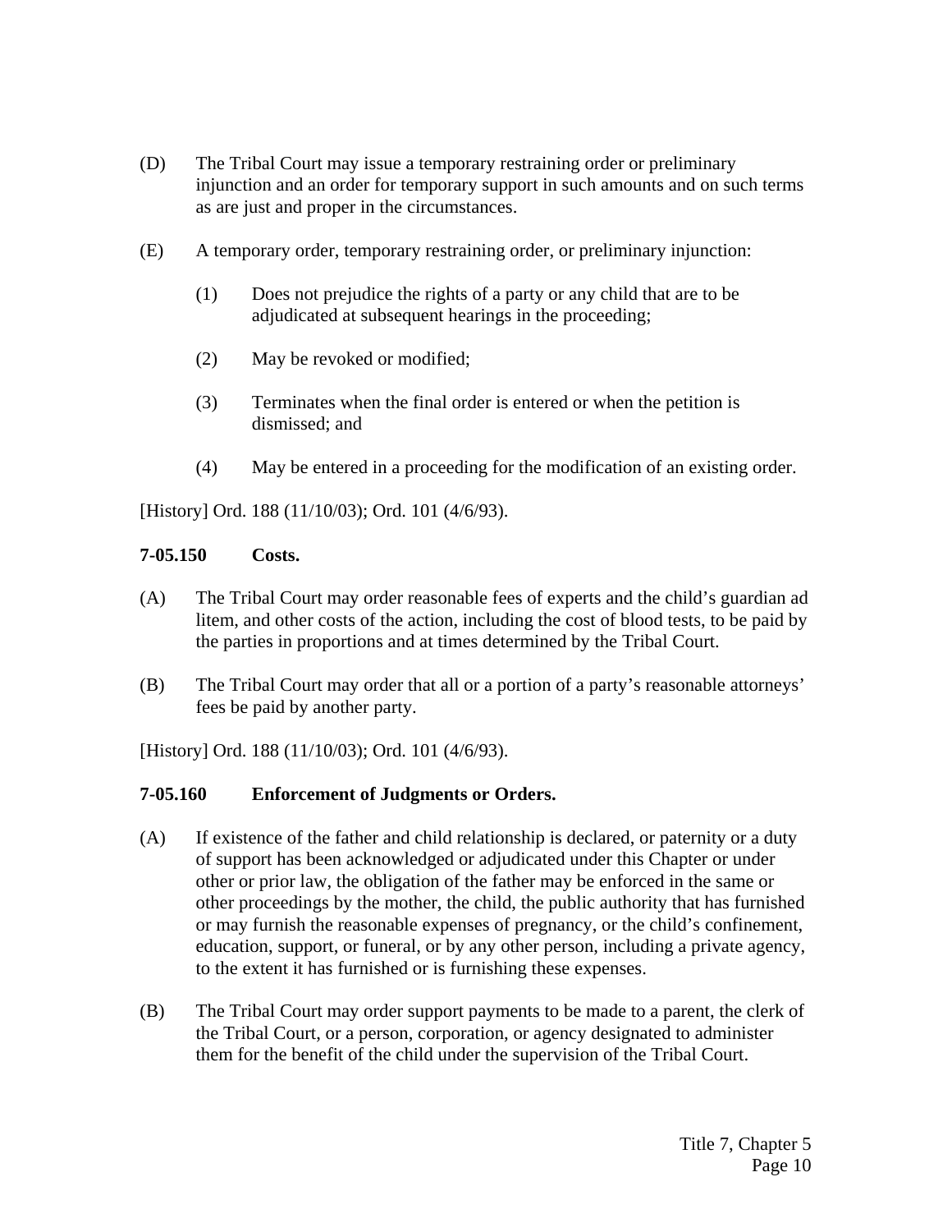(D) The Tribal Court may issue a temporary restraining order or preliminary injunction and an order for temporary support in such amounts and on such terms as are just and proper in the circumstances.

(E) A temporary order, temporary restraining order, or preliminary injunction:

  (1) Does not prejudice the rights of a party or any child that are to be adjudicated at subsequent hearings in the proceeding;

  (2) May be revoked or modified;

  (3) Terminates when the final order is entered or when the petition is dismissed; and

  (4) May be entered in a proceeding for the modification of an existing order.

[History] Ord. 188 (11/10/03); Ord. 101 (4/6/93).

**7-05.150 Costs.**

(A) The Tribal Court may order reasonable fees of experts and the child's guardian ad litem, and other costs of the action, including the cost of blood tests, to be paid by the parties in proportions and at times determined by the Tribal Court.

(B) The Tribal Court may order that all or a portion of a party's reasonable attorneys' fees be paid by another party.

[History] Ord. 188 (11/10/03); Ord. 101 (4/6/93).

**7-05.160 Enforcement of Judgments or Orders.**

(A) If existence of the father and child relationship is declared, or paternity or a duty of support has been acknowledged or adjudicated under this Chapter or under other or prior law, the obligation of the father may be enforced in the same or other proceedings by the mother, the child, the public authority that has furnished or may furnish the reasonable expenses of pregnancy, or the child's confinement, education, support, or funeral, or by any other person, including a private agency, to the extent it has furnished or is furnishing these expenses.

(B) The Tribal Court may order support payments to be made to a parent, the clerk of the Tribal Court, or a person, corporation, or agency designated to administer them for the benefit of the child under the supervision of the Tribal Court.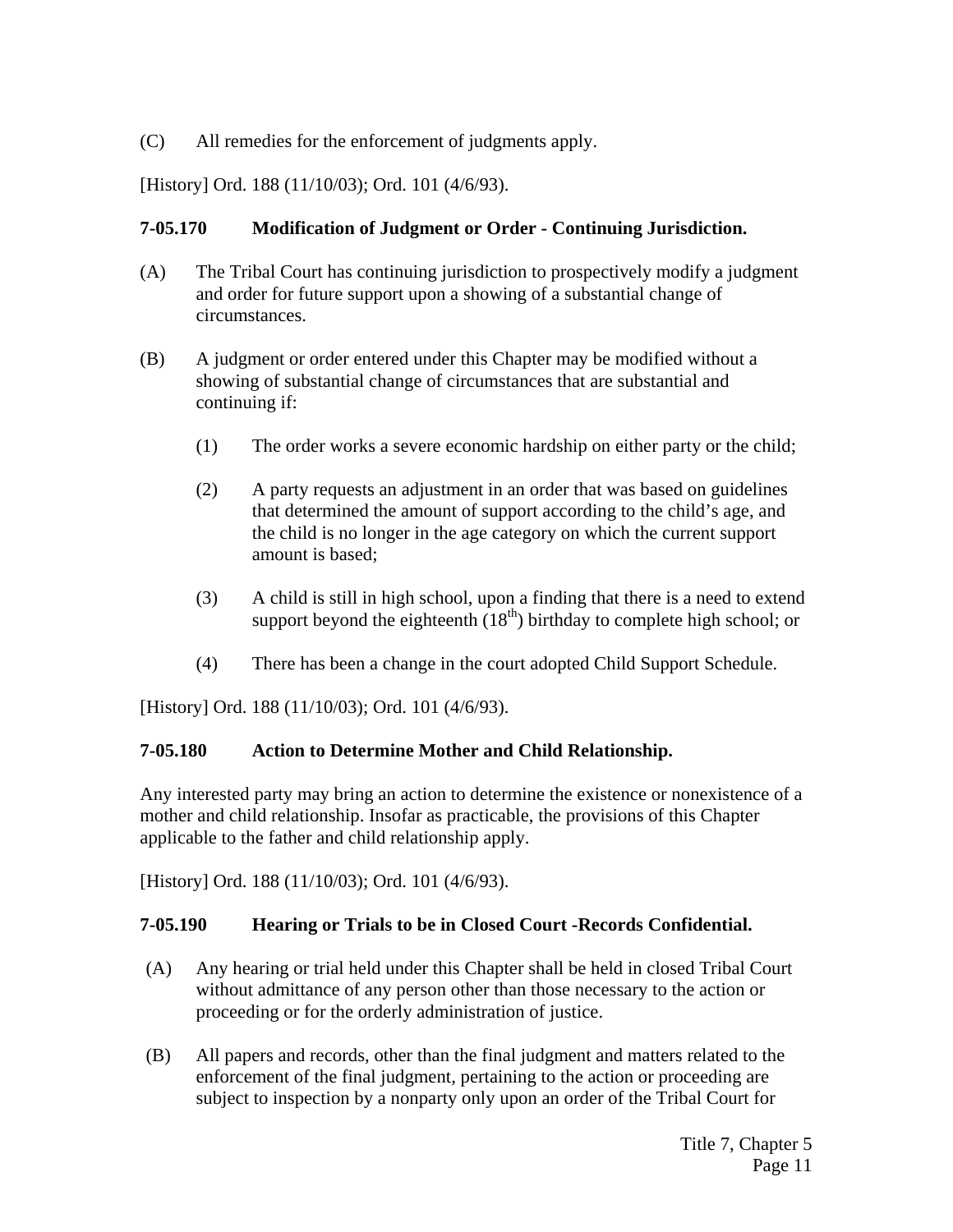(C) All remedies for the enforcement of judgments apply.

[History] Ord. 188 (11/10/03); Ord. 101 (4/6/93).

**7-05.170 Modification of Judgment or Order - Continuing Jurisdiction.**

(A) The Tribal Court has continuing jurisdiction to prospectively modify a judgment and order for future support upon a showing of a substantial change of circumstances.

(B) A judgment or order entered under this Chapter may be modified without a showing of substantial change of circumstances that are substantial and continuing if:

(1) The order works a severe economic hardship on either party or the child;

(2) A party requests an adjustment in an order that was based on guidelines that determined the amount of support according to the child's age, and the child is no longer in the age category on which the current support amount is based;

(3) A child is still in high school, upon a finding that there is a need to extend support beyond the eighteenth (18th) birthday to complete high school; or

(4) There has been a change in the court adopted Child Support Schedule.

[History] Ord. 188 (11/10/03); Ord. 101 (4/6/93).

**7-05.180 Action to Determine Mother and Child Relationship.**

Any interested party may bring an action to determine the existence or nonexistence of a mother and child relationship. Insofar as practicable, the provisions of this Chapter applicable to the father and child relationship apply.

[History] Ord. 188 (11/10/03); Ord. 101 (4/6/93).

**7-05.190 Hearing or Trials to be in Closed Court -Records Confidential.**

(A) Any hearing or trial held under this Chapter shall be held in closed Tribal Court without admittance of any person other than those necessary to the action or proceeding or for the orderly administration of justice.

(B) All papers and records, other than the final judgment and matters related to the enforcement of the final judgment, pertaining to the action or proceeding are subject to inspection by a nonparty only upon an order of the Tribal Court for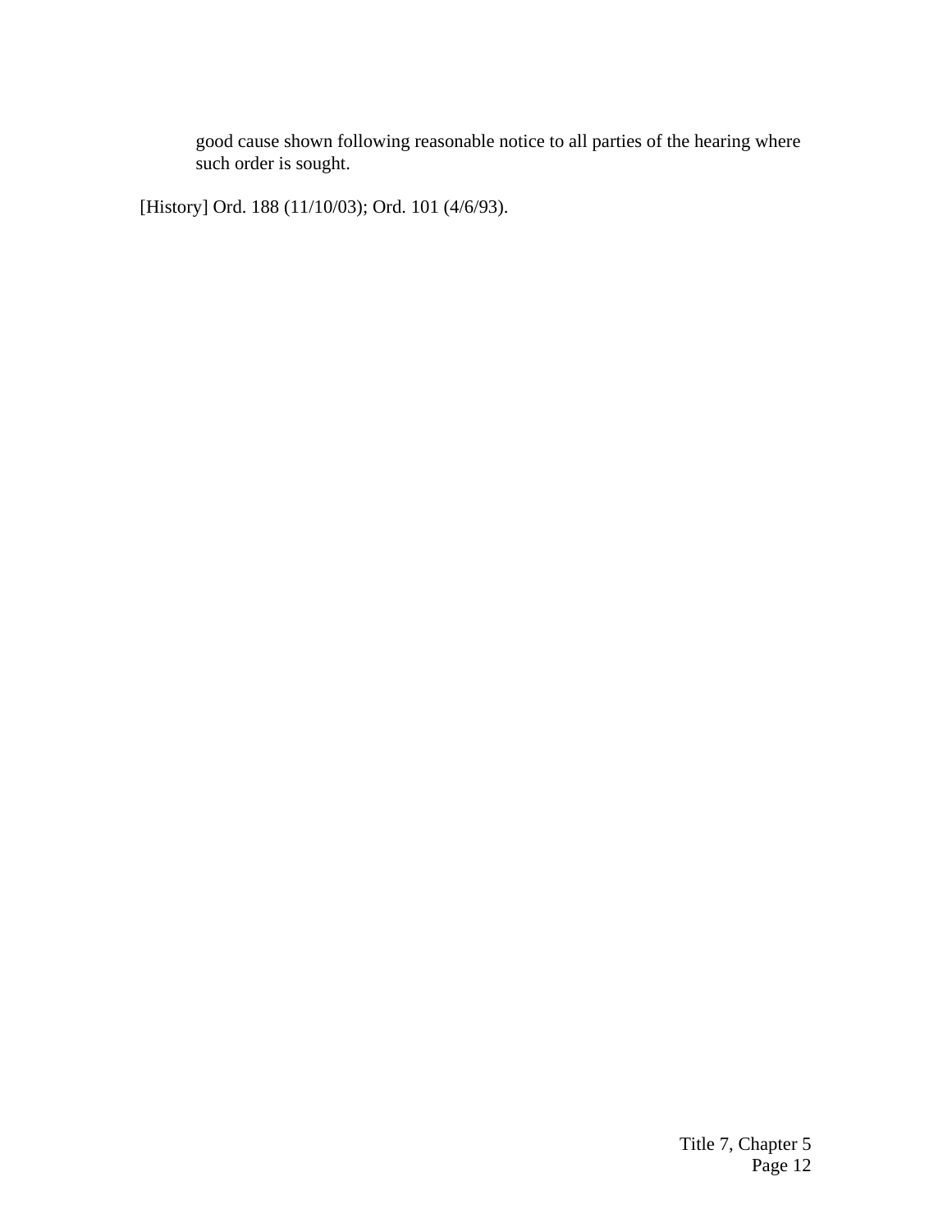good cause shown following reasonable notice to all parties of the hearing where such order is sought.

[History] Ord. 188 (11/10/03); Ord. 101 (4/6/93).